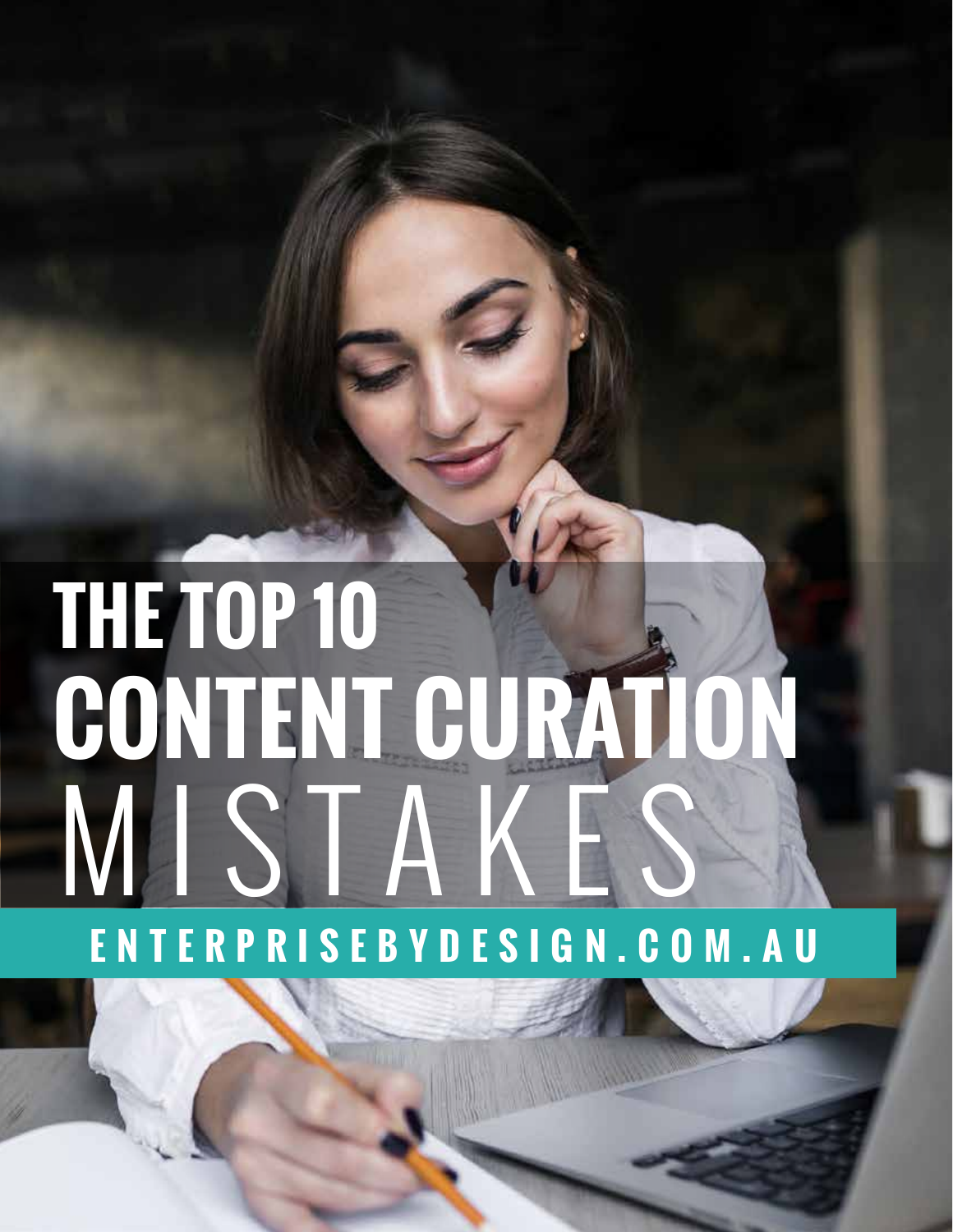# THE TOP 10 CONTENT CURATION MISTAKES

ENTERPRISEBYDESIGN.COM.AU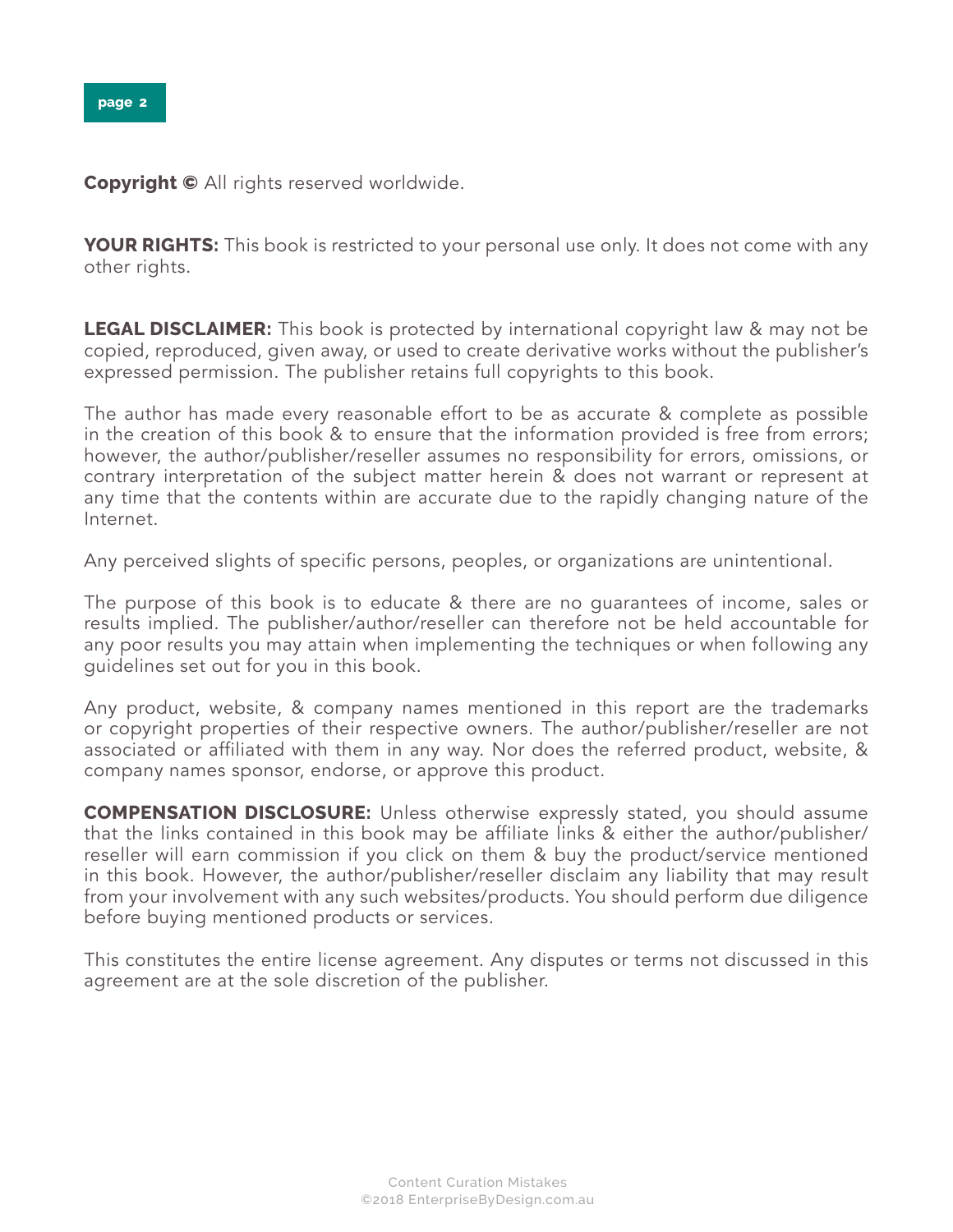**Copyright ©** All rights reserved worldwide.

**YOUR RIGHTS:** This book is restricted to your personal use only. It does not come with any other rights.

**LEGAL DISCLAIMER:** This book is protected by international copyright law & may not be copied, reproduced, given away, or used to create derivative works without the publisher's expressed permission. The publisher retains full copyrights to this book.

The author has made every reasonable effort to be as accurate & complete as possible in the creation of this book & to ensure that the information provided is free from errors; however, the author/publisher/reseller assumes no responsibility for errors, omissions, or contrary interpretation of the subject matter herein & does not warrant or represent at any time that the contents within are accurate due to the rapidly changing nature of the Internet.

Any perceived slights of specific persons, peoples, or organizations are unintentional.

The purpose of this book is to educate & there are no guarantees of income, sales or results implied. The publisher/author/reseller can therefore not be held accountable for any poor results you may attain when implementing the techniques or when following any guidelines set out for you in this book.

Any product, website, & company names mentioned in this report are the trademarks or copyright properties of their respective owners. The author/publisher/reseller are not associated or affiliated with them in any way. Nor does the referred product, website, & company names sponsor, endorse, or approve this product.

**COMPENSATION DISCLOSURE:** Unless otherwise expressly stated, you should assume that the links contained in this book may be affiliate links & either the author/publisher/reseller will earn commission if you click on them & buy the product/service mentioned in this book. However, the author/publisher/reseller disclaim any liability that may result from your involvement with any such websites/products. You should perform due diligence before buying mentioned products or services.

This constitutes the entire license agreement. Any disputes or terms not discussed in this agreement are at the sole discretion of the publisher.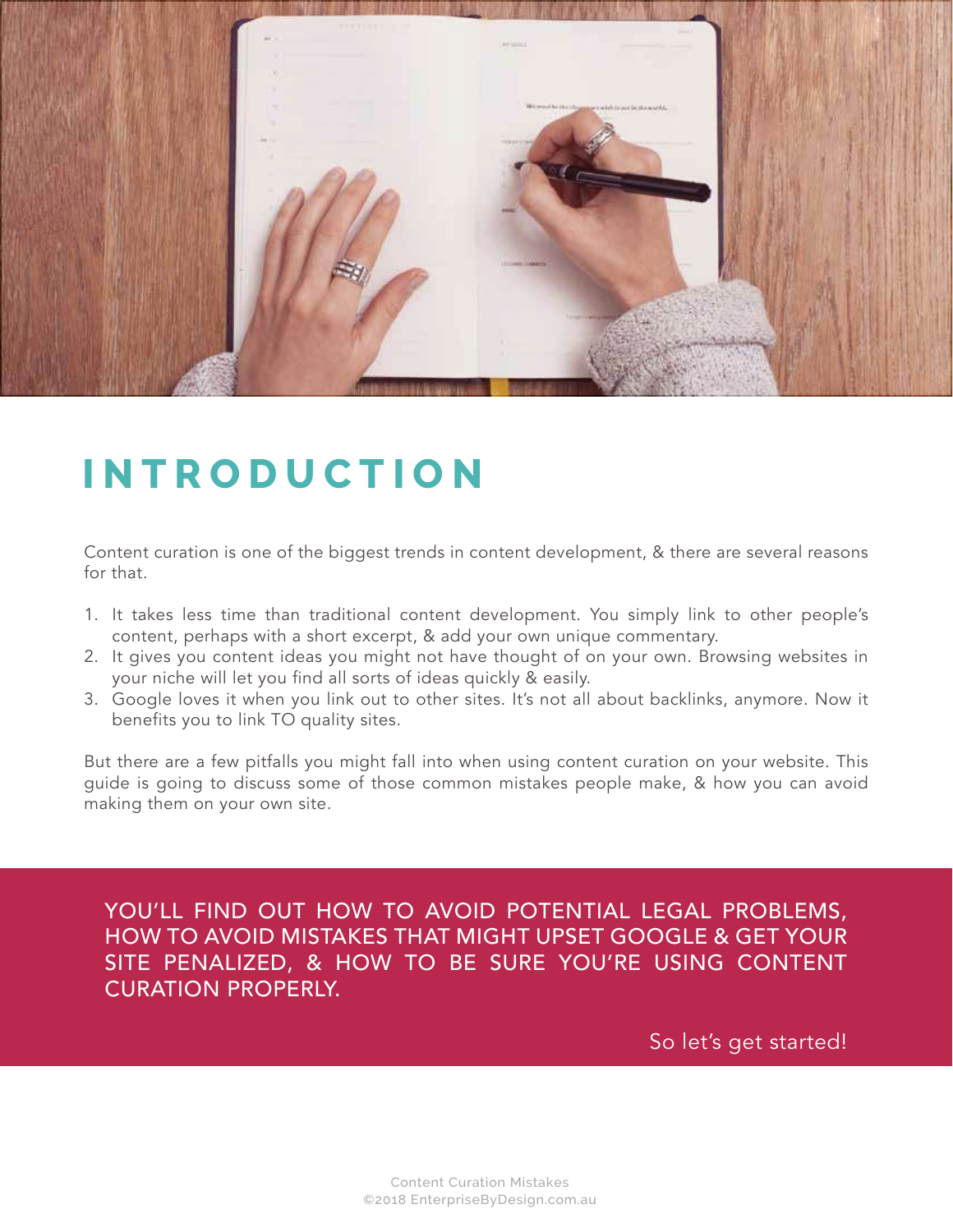# INTRODUCTION

Content curation is one of the biggest trends in content development, & there are several reasons for that.

1. It takes less time than traditional content development. You simply link to other people's content, perhaps with a short excerpt, & add your own unique commentary.
2. It gives you content ideas you might not have thought of on your own. Browsing websites in your niche will let you find all sorts of ideas quickly & easily.
3. Google loves it when you link out to other sites. It's not all about backlinks, anymore. Now it benefits you to link TO quality sites.

But there are a few pitfalls you might fall into when using content curation on your website. This guide is going to discuss some of those common mistakes people make, & how you can avoid making them on your own site.

YOU'LL FIND OUT HOW TO AVOID POTENTIAL LEGAL PROBLEMS, HOW TO AVOID MISTAKES THAT MIGHT UPSET GOOGLE & GET YOUR SITE PENALIZED, & HOW TO BE SURE YOU'RE USING CONTENT CURATION PROPERLY.

So let's get started!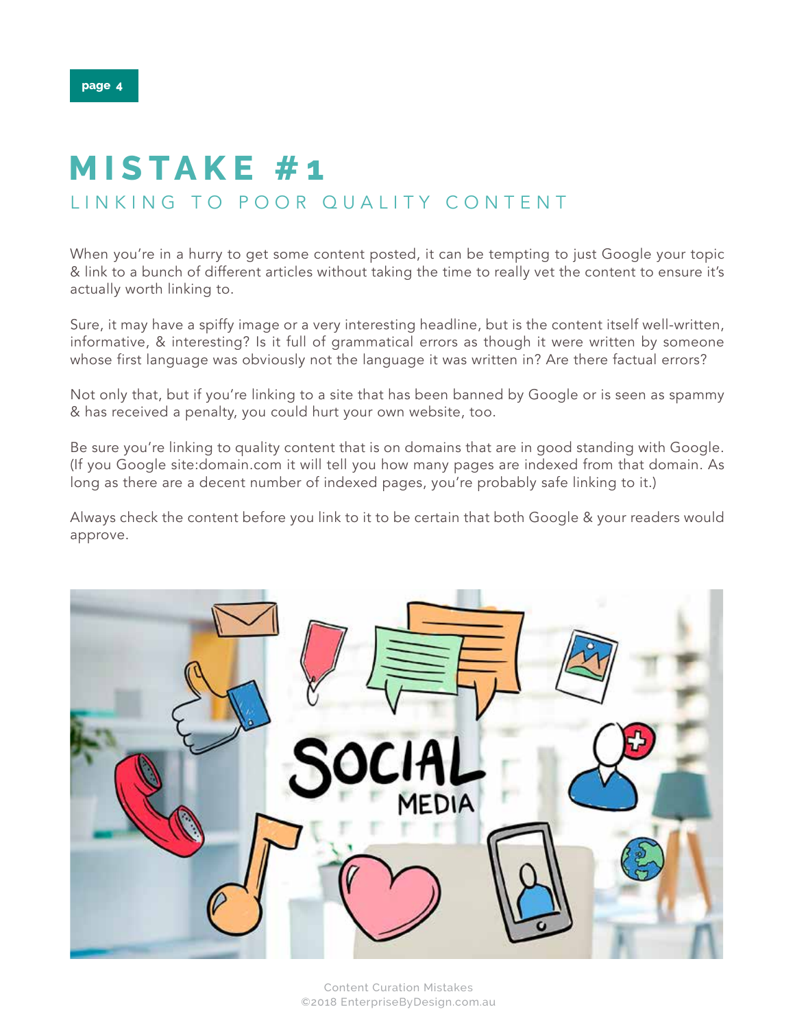# MISTAKE #1

## LINKING TO POOR QUALITY CONTENT

When you're in a hurry to get some content posted, it can be tempting to just Google your topic & link to a bunch of different articles without taking the time to really vet the content to ensure it's actually worth linking to.

Sure, it may have a spiffy image or a very interesting headline, but is the content itself well-written, informative, & interesting? Is it full of grammatical errors as though it were written by someone whose first language was obviously not the language it was written in? Are there factual errors?

Not only that, but if you're linking to a site that has been banned by Google or is seen as spammy & has received a penalty, you could hurt your own website, too.

Be sure you're linking to quality content that is on domains that are in good standing with Google. (If you Google site:domain.com it will tell you how many pages are indexed from that domain. As long as there are a decent number of indexed pages, you're probably safe linking to it.)

Always check the content before you link to it to be certain that both Google & your readers would approve.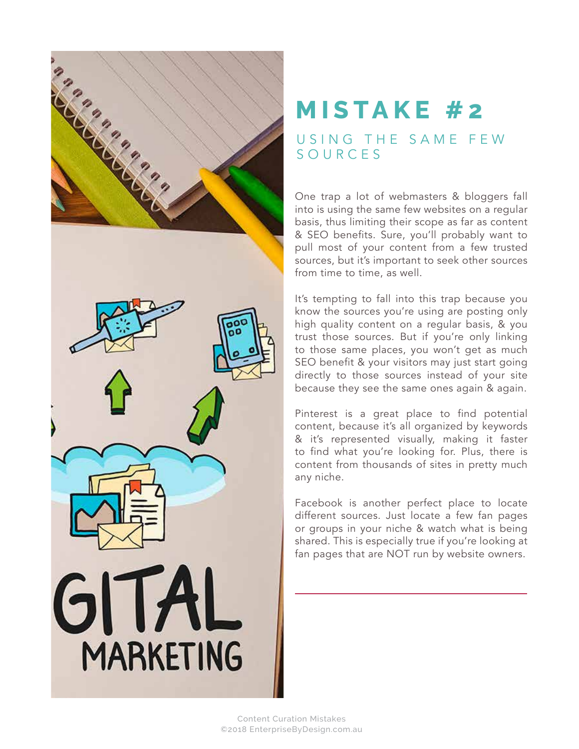# MISTAKE #2

## USING THE SAME FEW SOURCES

One trap a lot of webmasters & bloggers fall into is using the same few websites on a regular basis, thus limiting their scope as far as content & SEO benefits. Sure, you'll probably want to pull most of your content from a few trusted sources, but it's important to seek other sources from time to time, as well.

It's tempting to fall into this trap because you know the sources you're using are posting only high quality content on a regular basis, & you trust those sources. But if you're only linking to those same places, you won't get as much SEO benefit & your visitors may just start going directly to those sources instead of your site because they see the same ones again & again.

Pinterest is a great place to find potential content, because it's all organized by keywords & it's represented visually, making it faster to find what you're looking for. Plus, there is content from thousands of sites in pretty much any niche.

Facebook is another perfect place to locate different sources. Just locate a few fan pages or groups in your niche & watch what is being shared. This is especially true if you're looking at fan pages that are NOT run by website owners.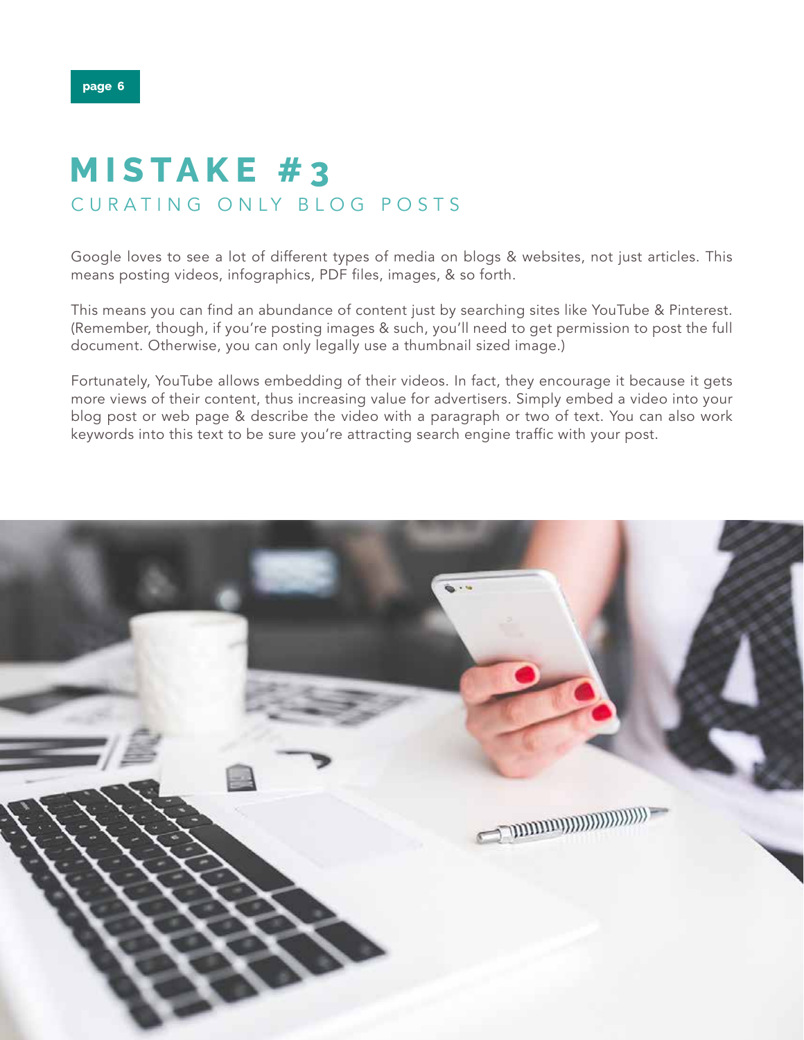# MISTAKE #3
## CURATING ONLY BLOG POSTS

Google loves to see a lot of different types of media on blogs & websites, not just articles. This means posting videos, infographics, PDF files, images, & so forth.

This means you can find an abundance of content just by searching sites like YouTube & Pinterest. (Remember, though, if you're posting images & such, you'll need to get permission to post the full document. Otherwise, you can only legally use a thumbnail sized image.)

Fortunately, YouTube allows embedding of their videos. In fact, they encourage it because it gets more views of their content, thus increasing value for advertisers. Simply embed a video into your blog post or web page & describe the video with a paragraph or two of text. You can also work keywords into this text to be sure you're attracting search engine traffic with your post.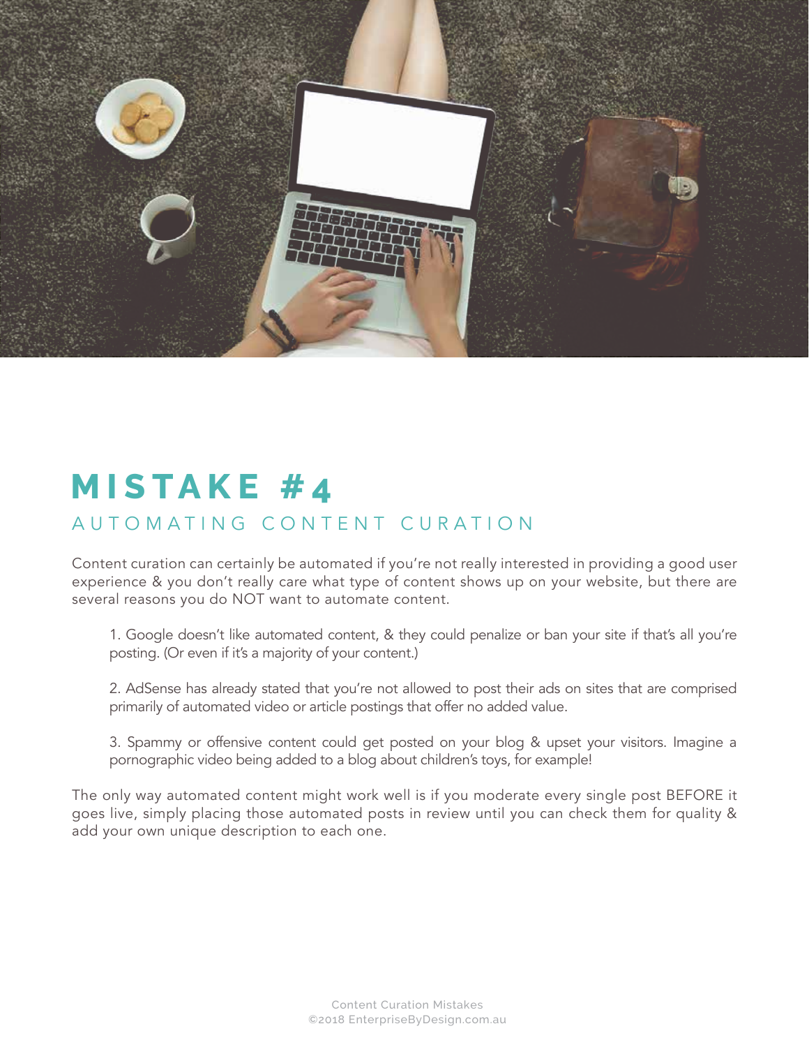# MISTAKE #4

## AUTOMATING CONTENT CURATION

Content curation can certainly be automated if you're not really interested in providing a good user experience & you don't really care what type of content shows up on your website, but there are several reasons you do NOT want to automate content.

1. Google doesn't like automated content, & they could penalize or ban your site if that's all you're posting. (Or even if it's a majority of your content.)

2. AdSense has already stated that you're not allowed to post their ads on sites that are comprised primarily of automated video or article postings that offer no added value.

3. Spammy or offensive content could get posted on your blog & upset your visitors. Imagine a pornographic video being added to a blog about children's toys, for example!

The only way automated content might work well is if you moderate every single post BEFORE it goes live, simply placing those automated posts in review until you can check them for quality & add your own unique description to each one.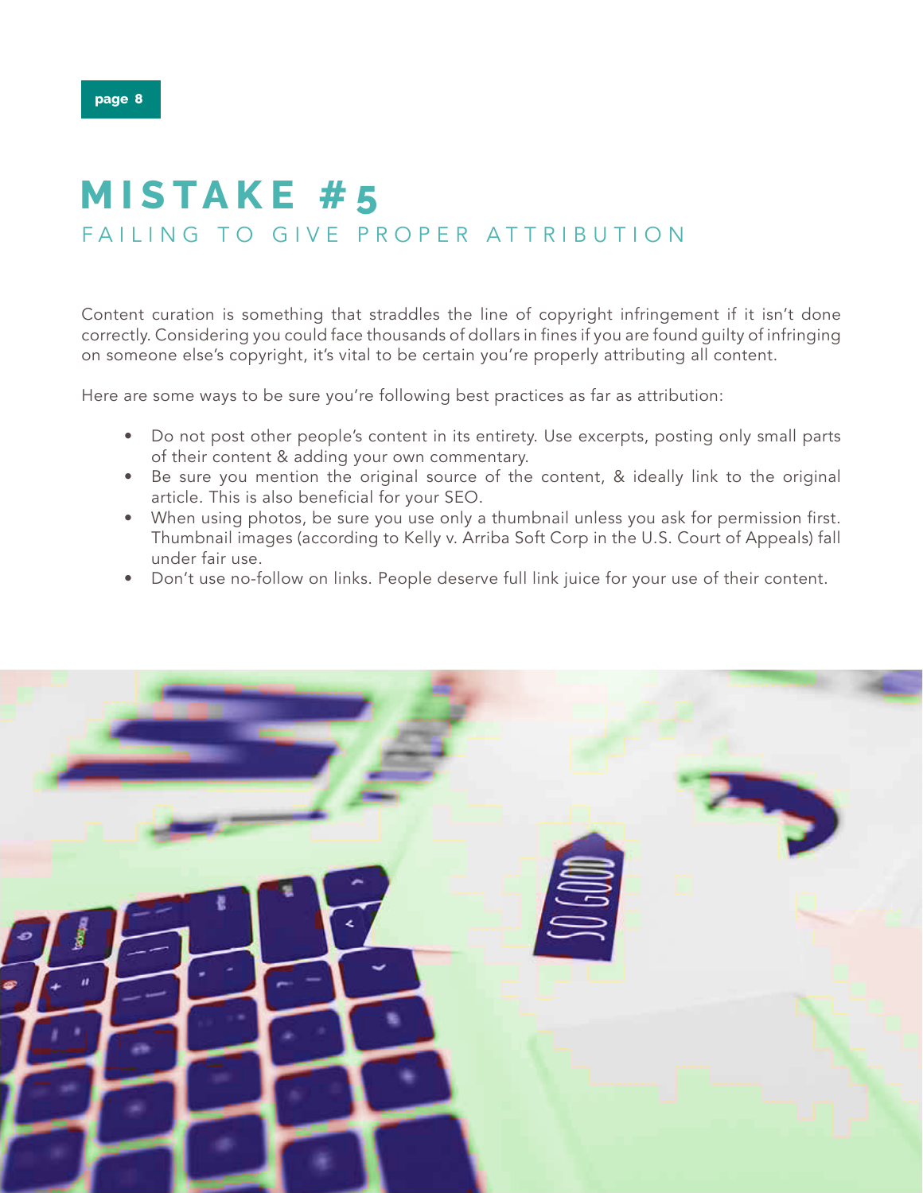# MISTAKE #5

## FAILING TO GIVE PROPER ATTRIBUTION

Content curation is something that straddles the line of copyright infringement if it isn't done correctly. Considering you could face thousands of dollars in fines if you are found guilty of infringing on someone else's copyright, it's vital to be certain you're properly attributing all content.

Here are some ways to be sure you're following best practices as far as attribution:

- Do not post other people's content in its entirety. Use excerpts, posting only small parts of their content & adding your own commentary.
- Be sure you mention the original source of the content, & ideally link to the original article. This is also beneficial for your SEO.
- When using photos, be sure you use only a thumbnail unless you ask for permission first. Thumbnail images (according to Kelly v. Arriba Soft Corp in the U.S. Court of Appeals) fall under fair use.
- Don't use no-follow on links. People deserve full link juice for your use of their content.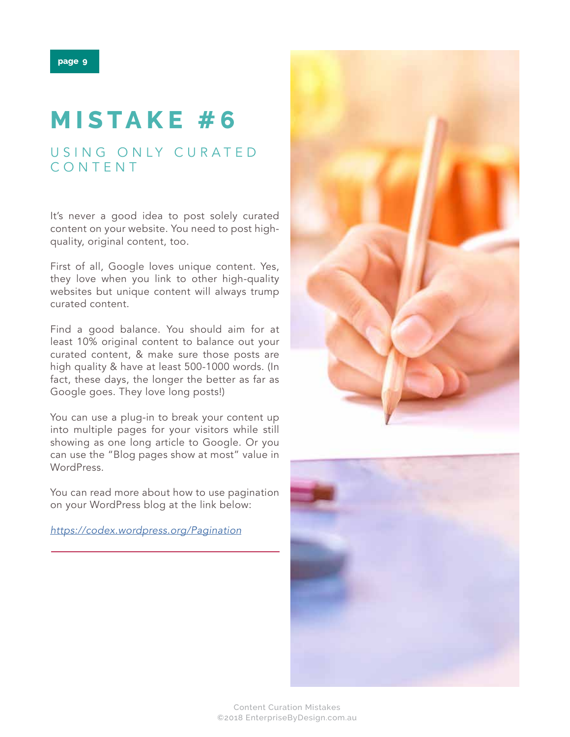# MISTAKE #6

## USING ONLY CURATED CONTENT

It's never a good idea to post solely curated content on your website. You need to post high-quality, original content, too.

First of all, Google loves unique content. Yes, they love when you link to other high-quality websites but unique content will always trump curated content.

Find a good balance. You should aim for at least 10% original content to balance out your curated content, & make sure those posts are high quality & have at least 500-1000 words. (In fact, these days, the longer the better as far as Google goes. They love long posts!)

You can use a plug-in to break your content up into multiple pages for your visitors while still showing as one long article to Google. Or you can use the "Blog pages show at most" value in WordPress.

You can read more about how to use pagination on your WordPress blog at the link below:

*https://codex.wordpress.org/Pagination*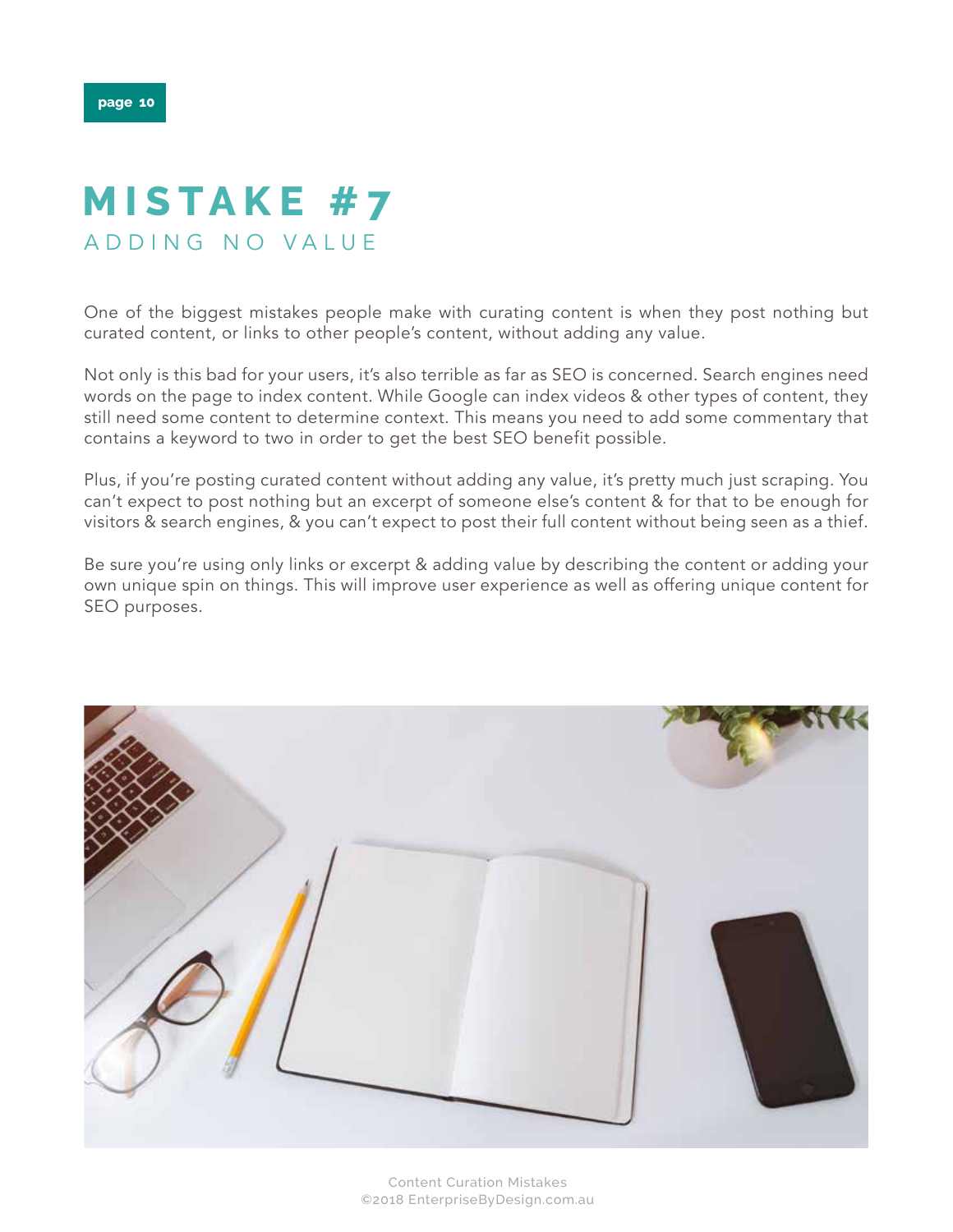# MISTAKE #7

## ADDING NO VALUE

One of the biggest mistakes people make with curating content is when they post nothing but curated content, or links to other people's content, without adding any value.

Not only is this bad for your users, it's also terrible as far as SEO is concerned. Search engines need words on the page to index content. While Google can index videos & other types of content, they still need some content to determine context. This means you need to add some commentary that contains a keyword to two in order to get the best SEO benefit possible.

Plus, if you're posting curated content without adding any value, it's pretty much just scraping. You can't expect to post nothing but an excerpt of someone else's content & for that to be enough for visitors & search engines, & you can't expect to post their full content without being seen as a thief.

Be sure you're using only links or excerpt & adding value by describing the content or adding your own unique spin on things. This will improve user experience as well as offering unique content for SEO purposes.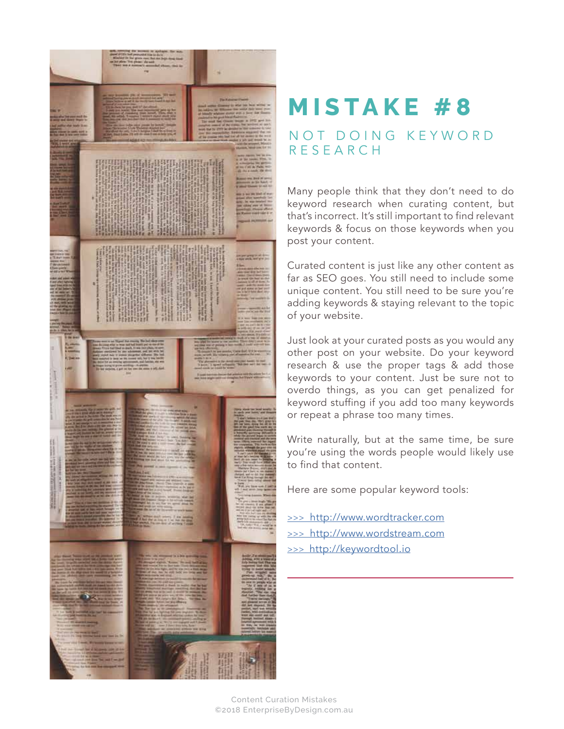# MISTAKE #8

## NOT DOING KEYWORD RESEARCH

Many people think that they don't need to do keyword research when curating content, but that's incorrect. It's still important to find relevant keywords & focus on those keywords when you post your content.

Curated content is just like any other content as far as SEO goes. You still need to include some unique content. You still need to be sure you're adding keywords & staying relevant to the topic of your website.

Just look at your curated posts as you would any other post on your website. Do your keyword research & use the proper tags & add those keywords to your content. Just be sure not to overdo things, as you can get penalized for keyword stuffing if you add too many keywords or repeat a phrase too many times.

Write naturally, but at the same time, be sure you're using the words people would likely use to find that content.

Here are some popular keyword tools:

>>> http://www.wordtracker.com
>>> http://www.wordstream.com
>>> http://keywordtool.io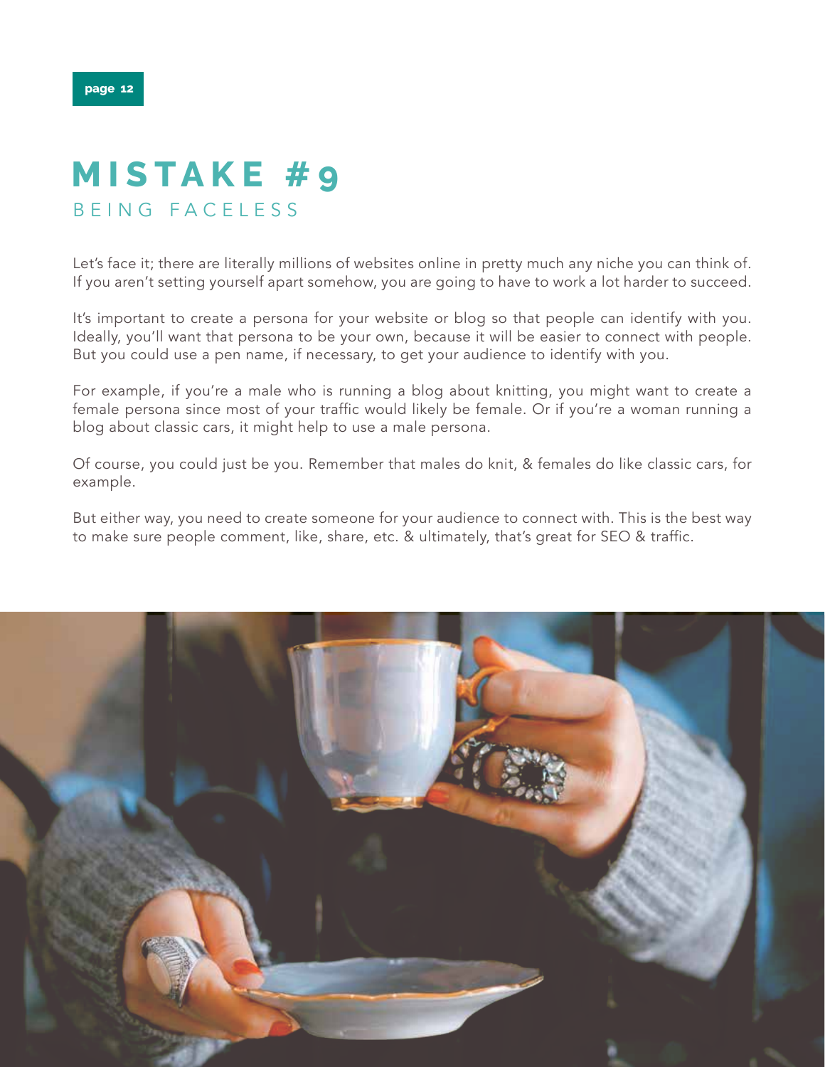# MISTAKE #9
## BEING FACELESS

Let's face it; there are literally millions of websites online in pretty much any niche you can think of. If you aren't setting yourself apart somehow, you are going to have to work a lot harder to succeed.

It's important to create a persona for your website or blog so that people can identify with you. Ideally, you'll want that persona to be your own, because it will be easier to connect with people. But you could use a pen name, if necessary, to get your audience to identify with you.

For example, if you're a male who is running a blog about knitting, you might want to create a female persona since most of your traffic would likely be female. Or if you're a woman running a blog about classic cars, it might help to use a male persona.

Of course, you could just be you. Remember that males do knit, & females do like classic cars, for example.

But either way, you need to create someone for your audience to connect with. This is the best way to make sure people comment, like, share, etc. & ultimately, that's great for SEO & traffic.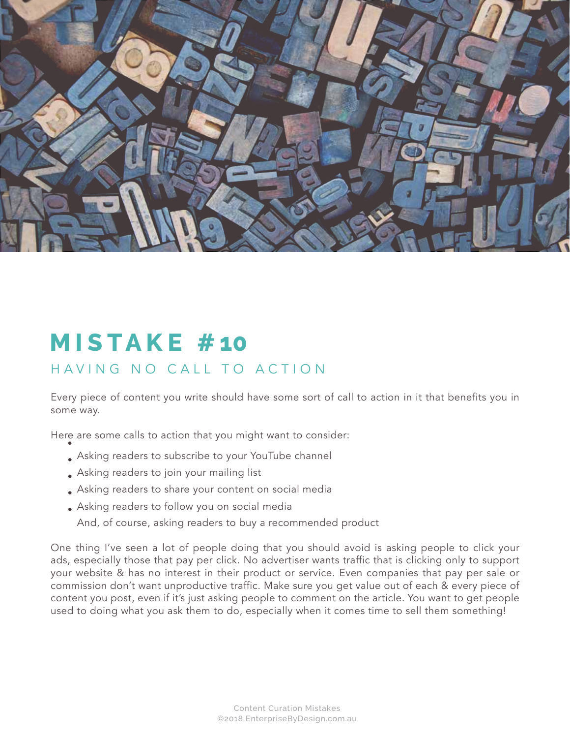# MISTAKE #10

## HAVING NO CALL TO ACTION

Every piece of content you write should have some sort of call to action in it that benefits you in some way.

Here are some calls to action that you might want to consider:

- Asking readers to subscribe to your YouTube channel
- Asking readers to join your mailing list
- Asking readers to share your content on social media
- Asking readers to follow you on social media
- And, of course, asking readers to buy a recommended product

One thing I've seen a lot of people doing that you should avoid is asking people to click your ads, especially those that pay per click. No advertiser wants traffic that is clicking only to support your website & has no interest in their product or service. Even companies that pay per sale or commission don't want unproductive traffic. Make sure you get value out of each & every piece of content you post, even if it's just asking people to comment on the article. You want to get people used to doing what you ask them to do, especially when it comes time to sell them something!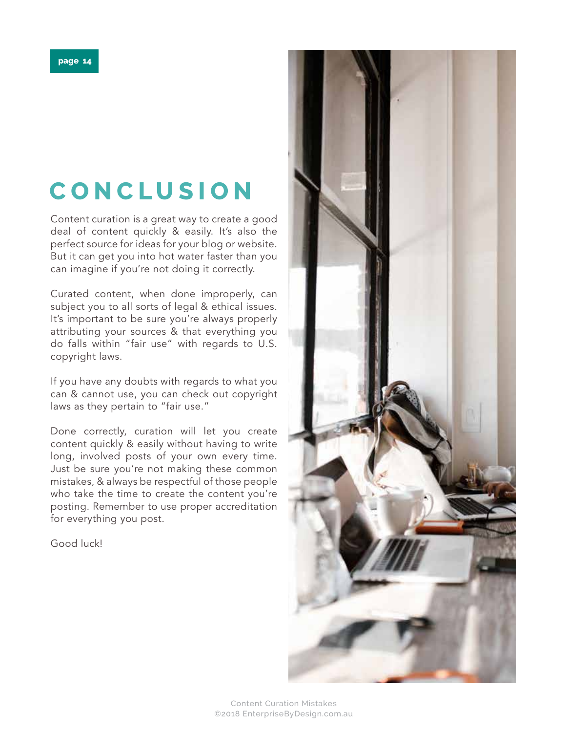# CONCLUSION

Content curation is a great way to create a good deal of content quickly & easily. It's also the perfect source for ideas for your blog or website. But it can get you into hot water faster than you can imagine if you're not doing it correctly.

Curated content, when done improperly, can subject you to all sorts of legal & ethical issues. It's important to be sure you're always properly attributing your sources & that everything you do falls within "fair use" with regards to U.S. copyright laws.

If you have any doubts with regards to what you can & cannot use, you can check out copyright laws as they pertain to "fair use."

Done correctly, curation will let you create content quickly & easily without having to write long, involved posts of your own every time. Just be sure you're not making these common mistakes, & always be respectful of those people who take the time to create the content you're posting. Remember to use proper accreditation for everything you post.

Good luck!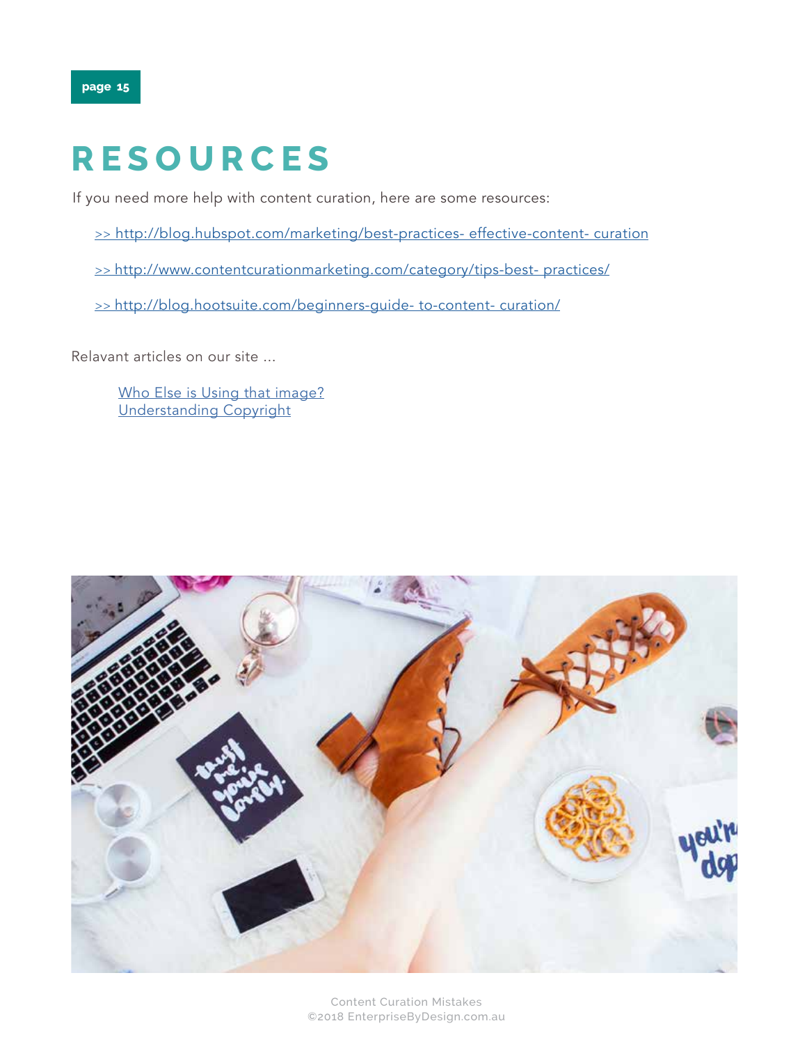# RESOURCES

If you need more help with content curation, here are some resources:

>> http://blog.hubspot.com/marketing/best-practices- effective-content- curation

>> http://www.contentcurationmarketing.com/category/tips-best- practices/

>> http://blog.hootsuite.com/beginners-guide- to-content- curation/

Relavant articles on our site ...

Who Else is Using that image?
Understanding Copyright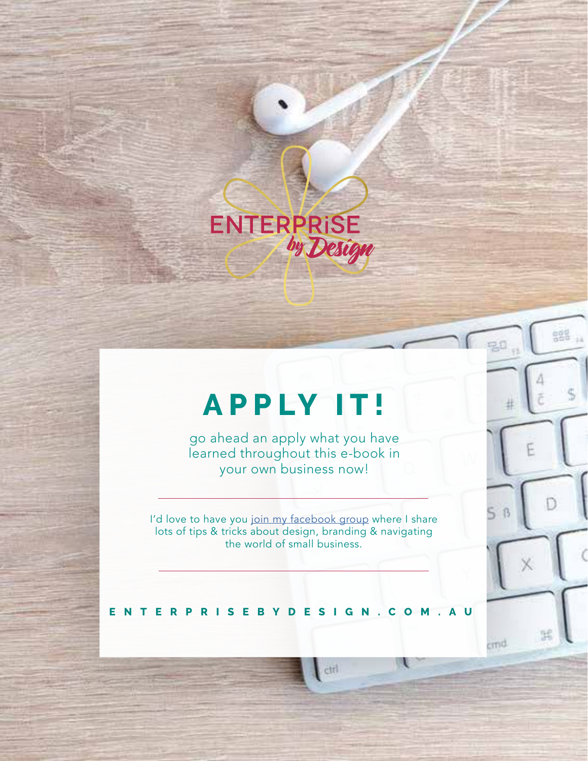ENTERPRiSE *by Design*

# APPLY IT!

go ahead an apply what you have learned throughout this e-book in your own business now!

---

I'd love to have you join my facebook group where I share lots of tips & tricks about design, branding & navigating the world of small business.

---

**ENTERPRISEBYDESIGN.COM.AU**